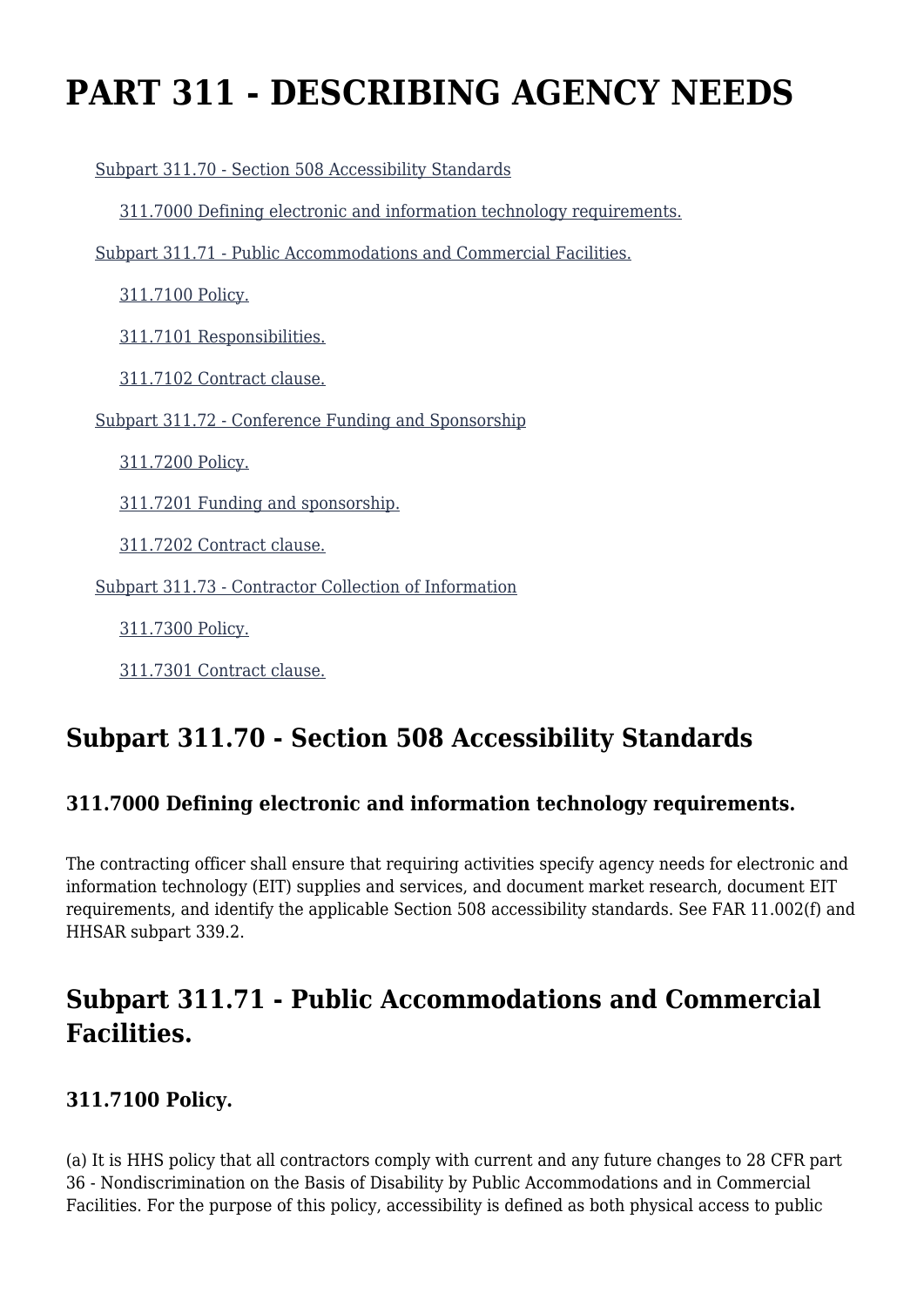# PART 311 - DESCRIBING AGENCY NEEDS

- Subpart 311.70 - Section 508 Accessibility Standards
  - 311.7000 Defining electronic and information technology requirements.
- Subpart 311.71 - Public Accommodations and Commercial Facilities.
  - 311.7100 Policy.
  - 311.7101 Responsibilities.
  - 311.7102 Contract clause.
- Subpart 311.72 - Conference Funding and Sponsorship
  - 311.7200 Policy.
  - 311.7201 Funding and sponsorship.
  - 311.7202 Contract clause.
- Subpart 311.73 - Contractor Collection of Information
  - 311.7300 Policy.
  - 311.7301 Contract clause.

## Subpart 311.70 - Section 508 Accessibility Standards

### 311.7000 Defining electronic and information technology requirements.

The contracting officer shall ensure that requiring activities specify agency needs for electronic and information technology (EIT) supplies and services, and document market research, document EIT requirements, and identify the applicable Section 508 accessibility standards. See FAR 11.002(f) and HHSAR subpart 339.2.

## Subpart 311.71 - Public Accommodations and Commercial Facilities.

### 311.7100 Policy.

(a) It is HHS policy that all contractors comply with current and any future changes to 28 CFR part 36 - Nondiscrimination on the Basis of Disability by Public Accommodations and in Commercial Facilities. For the purpose of this policy, accessibility is defined as both physical access to public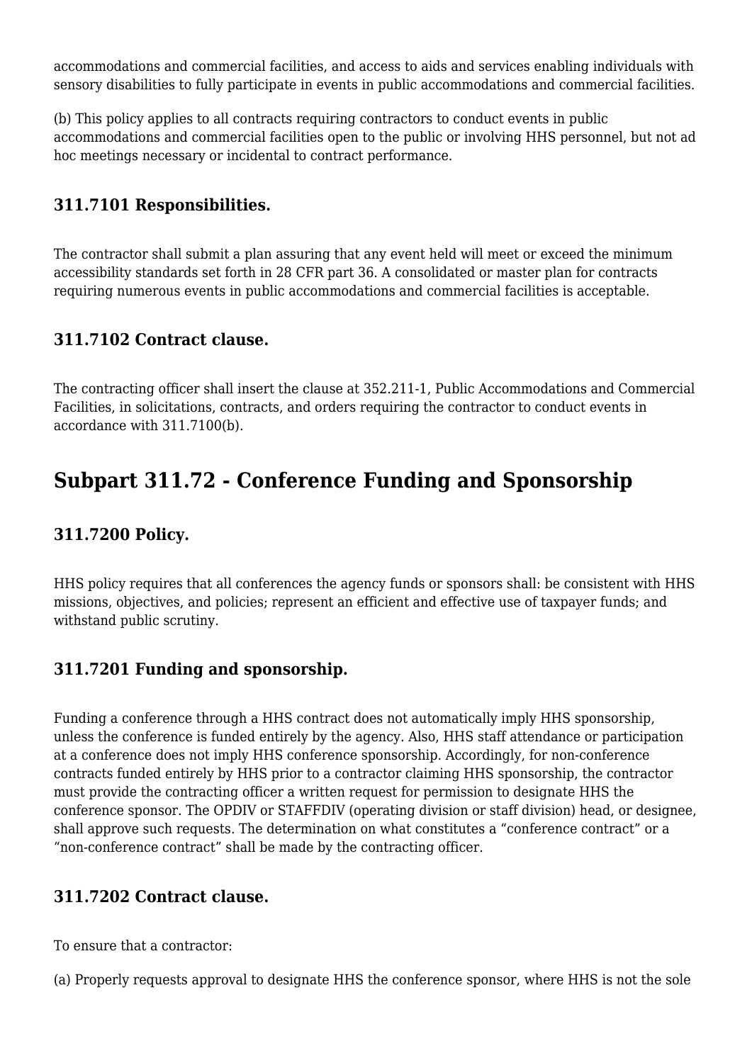accommodations and commercial facilities, and access to aids and services enabling individuals with sensory disabilities to fully participate in events in public accommodations and commercial facilities.

(b) This policy applies to all contracts requiring contractors to conduct events in public accommodations and commercial facilities open to the public or involving HHS personnel, but not ad hoc meetings necessary or incidental to contract performance.

### 311.7101 Responsibilities.

The contractor shall submit a plan assuring that any event held will meet or exceed the minimum accessibility standards set forth in 28 CFR part 36. A consolidated or master plan for contracts requiring numerous events in public accommodations and commercial facilities is acceptable.

### 311.7102 Contract clause.

The contracting officer shall insert the clause at 352.211-1, Public Accommodations and Commercial Facilities, in solicitations, contracts, and orders requiring the contractor to conduct events in accordance with 311.7100(b).

## Subpart 311.72 - Conference Funding and Sponsorship

### 311.7200 Policy.

HHS policy requires that all conferences the agency funds or sponsors shall: be consistent with HHS missions, objectives, and policies; represent an efficient and effective use of taxpayer funds; and withstand public scrutiny.

### 311.7201 Funding and sponsorship.

Funding a conference through a HHS contract does not automatically imply HHS sponsorship, unless the conference is funded entirely by the agency. Also, HHS staff attendance or participation at a conference does not imply HHS conference sponsorship. Accordingly, for non-conference contracts funded entirely by HHS prior to a contractor claiming HHS sponsorship, the contractor must provide the contracting officer a written request for permission to designate HHS the conference sponsor. The OPDIV or STAFFDIV (operating division or staff division) head, or designee, shall approve such requests. The determination on what constitutes a “conference contract” or a “non-conference contract” shall be made by the contracting officer.

### 311.7202 Contract clause.

To ensure that a contractor:

(a) Properly requests approval to designate HHS the conference sponsor, where HHS is not the sole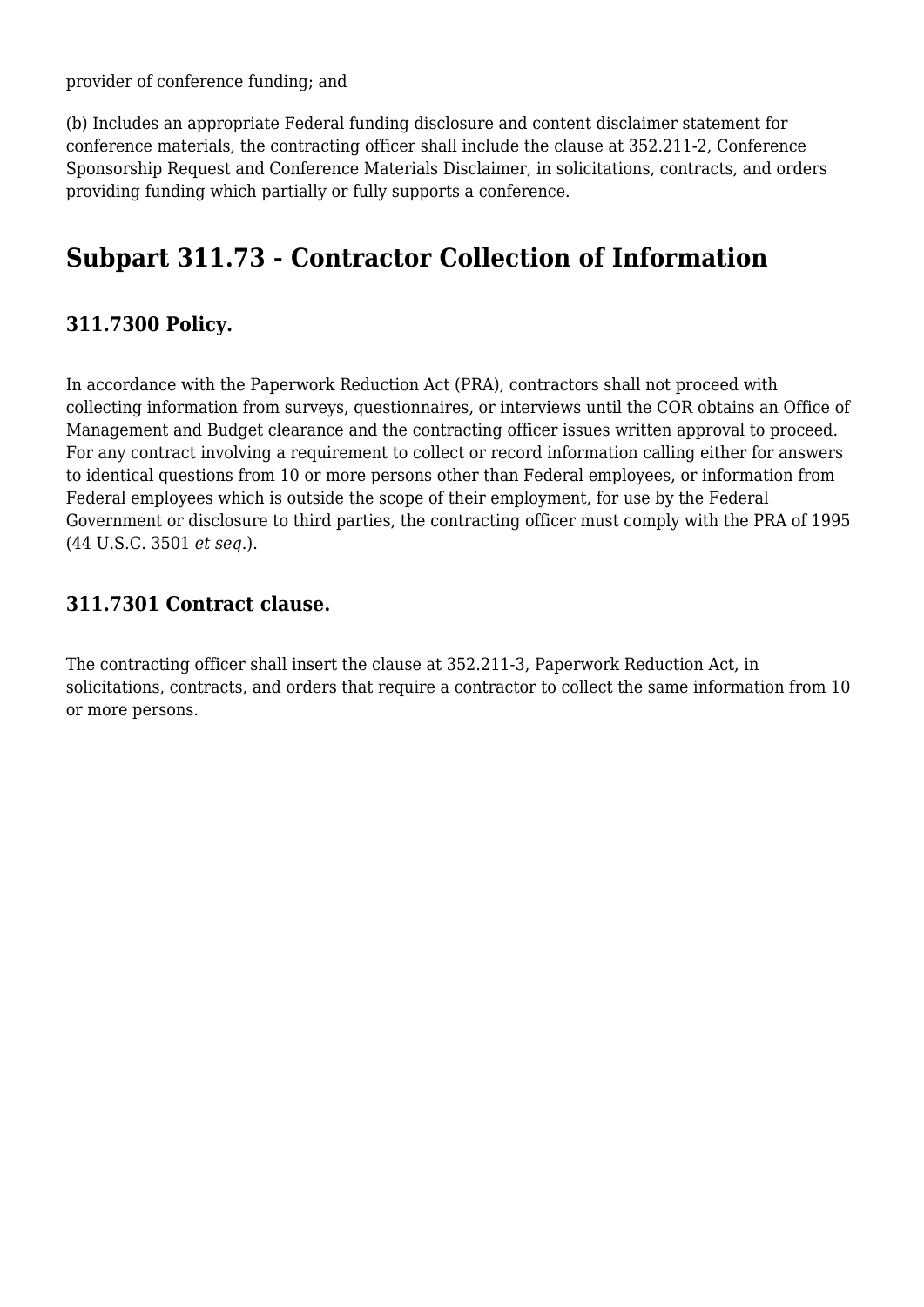provider of conference funding; and

(b) Includes an appropriate Federal funding disclosure and content disclaimer statement for conference materials, the contracting officer shall include the clause at 352.211-2, Conference Sponsorship Request and Conference Materials Disclaimer, in solicitations, contracts, and orders providing funding which partially or fully supports a conference.

## Subpart 311.73 - Contractor Collection of Information

### 311.7300 Policy.

In accordance with the Paperwork Reduction Act (PRA), contractors shall not proceed with collecting information from surveys, questionnaires, or interviews until the COR obtains an Office of Management and Budget clearance and the contracting officer issues written approval to proceed. For any contract involving a requirement to collect or record information calling either for answers to identical questions from 10 or more persons other than Federal employees, or information from Federal employees which is outside the scope of their employment, for use by the Federal Government or disclosure to third parties, the contracting officer must comply with the PRA of 1995 (44 U.S.C. 3501 *et seq.*).

### 311.7301 Contract clause.

The contracting officer shall insert the clause at 352.211-3, Paperwork Reduction Act, in solicitations, contracts, and orders that require a contractor to collect the same information from 10 or more persons.